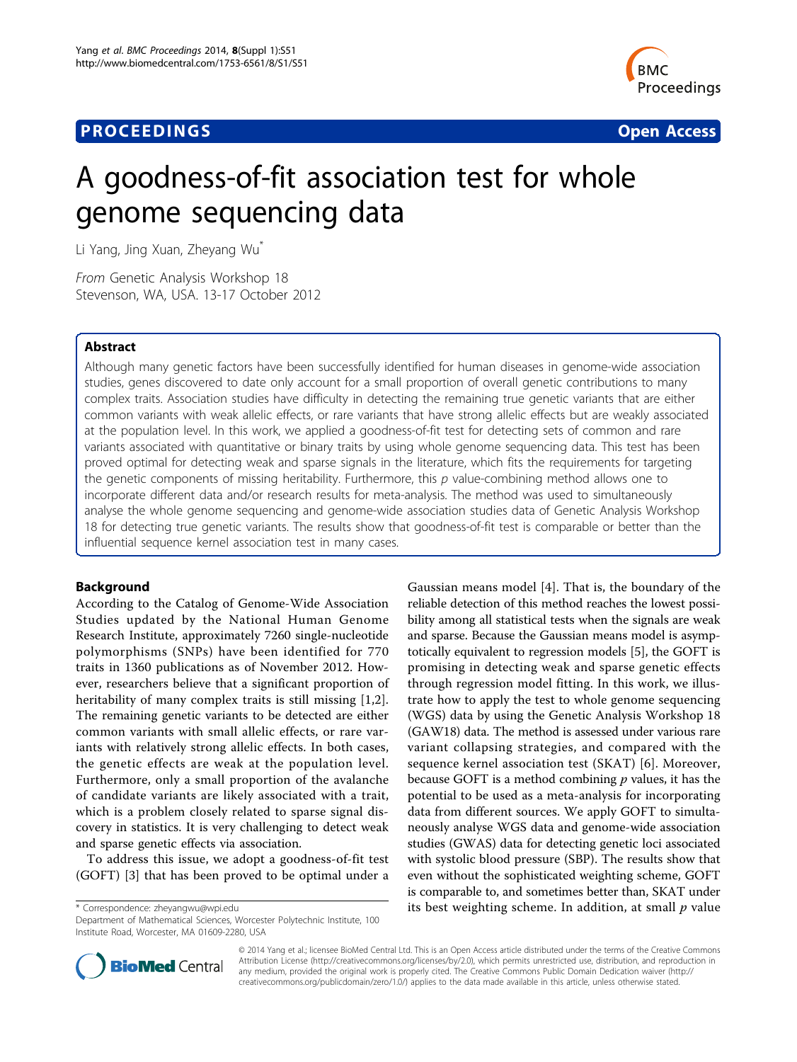# A goodness-of-fit association test for whole genome sequencing data

Li Yang, Jing Xuan, Zheyang Wu*

*From* Genetic Analysis Workshop 18
Stevenson, WA, USA. 13-17 October 2012

## Abstract

Although many genetic factors have been successfully identified for human diseases in genome-wide association studies, genes discovered to date only account for a small proportion of overall genetic contributions to many complex traits. Association studies have difficulty in detecting the remaining true genetic variants that are either common variants with weak allelic effects, or rare variants that have strong allelic effects but are weakly associated at the population level. In this work, we applied a goodness-of-fit test for detecting sets of common and rare variants associated with quantitative or binary traits by using whole genome sequencing data. This test has been proved optimal for detecting weak and sparse signals in the literature, which fits the requirements for targeting the genetic components of missing heritability. Furthermore, this *p* value-combining method allows one to incorporate different data and/or research results for meta-analysis. The method was used to simultaneously analyse the whole genome sequencing and genome-wide association studies data of Genetic Analysis Workshop 18 for detecting true genetic variants. The results show that goodness-of-fit test is comparable or better than the influential sequence kernel association test in many cases.

## Background

According to the Catalog of Genome-Wide Association Studies updated by the National Human Genome Research Institute, approximately 7260 single-nucleotide polymorphisms (SNPs) have been identified for 770 traits in 1360 publications as of November 2012. However, researchers believe that a significant proportion of heritability of many complex traits is still missing [1,2]. The remaining genetic variants to be detected are either common variants with small allelic effects, or rare variants with relatively strong allelic effects. In both cases, the genetic effects are weak at the population level. Furthermore, only a small proportion of the avalanche of candidate variants are likely associated with a trait, which is a problem closely related to sparse signal discovery in statistics. It is very challenging to detect weak and sparse genetic effects via association.

To address this issue, we adopt a goodness-of-fit test (GOFT) [3] that has been proved to be optimal under a Gaussian means model [4]. That is, the boundary of the reliable detection of this method reaches the lowest possibility among all statistical tests when the signals are weak and sparse. Because the Gaussian means model is asymptotically equivalent to regression models [5], the GOFT is promising in detecting weak and sparse genetic effects through regression model fitting. In this work, we illustrate how to apply the test to whole genome sequencing (WGS) data by using the Genetic Analysis Workshop 18 (GAW18) data. The method is assessed under various rare variant collapsing strategies, and compared with the sequence kernel association test (SKAT) [6]. Moreover, because GOFT is a method combining *p* values, it has the potential to be used as a meta-analysis for incorporating data from different sources. We apply GOFT to simultaneously analyse WGS data and genome-wide association studies (GWAS) data for detecting genetic loci associated with systolic blood pressure (SBP). The results show that even without the sophisticated weighting scheme, GOFT is comparable to, and sometimes better than, SKAT under its best weighting scheme. In addition, at small *p* value

\* Correspondence: zheyangwu@wpi.edu
Department of Mathematical Sciences, Worcester Polytechnic Institute, 100 Institute Road, Worcester, MA 01609-2280, USA

© 2014 Yang et al.; licensee BioMed Central Ltd. This is an Open Access article distributed under the terms of the Creative Commons Attribution License (http://creativecommons.org/licenses/by/2.0), which permits unrestricted use, distribution, and reproduction in any medium, provided the original work is properly cited. The Creative Commons Public Domain Dedication waiver (http://creativecommons.org/publicdomain/zero/1.0/) applies to the data made available in this article, unless otherwise stated.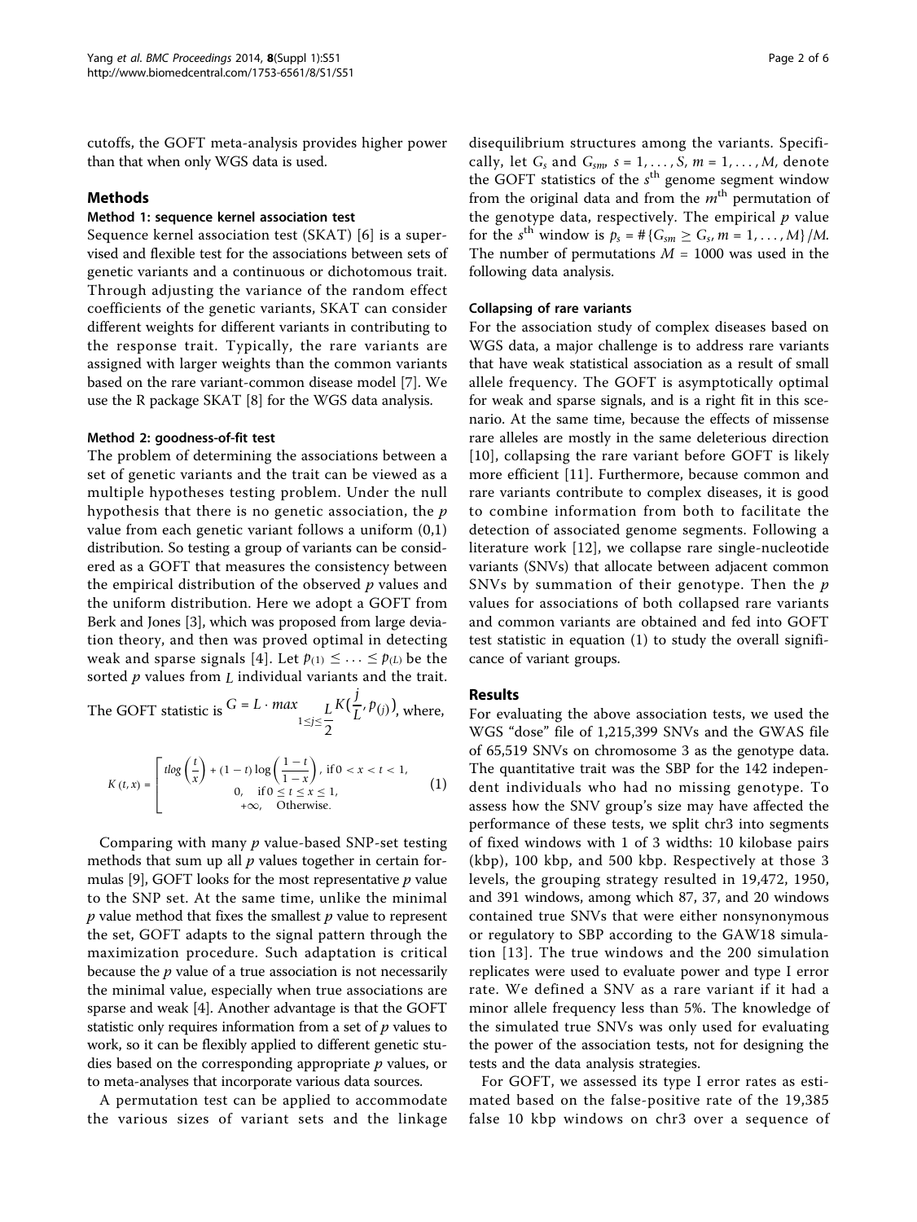cutoffs, the GOFT meta-analysis provides higher power than that when only WGS data is used.

## Methods

### Method 1: sequence kernel association test

Sequence kernel association test (SKAT) [6] is a supervised and flexible test for the associations between sets of genetic variants and a continuous or dichotomous trait. Through adjusting the variance of the random effect coefficients of the genetic variants, SKAT can consider different weights for different variants in contributing to the response trait. Typically, the rare variants are assigned with larger weights than the common variants based on the rare variant-common disease model [7]. We use the R package SKAT [8] for the WGS data analysis.

### Method 2: goodness-of-fit test

The problem of determining the associations between a set of genetic variants and the trait can be viewed as a multiple hypotheses testing problem. Under the null hypothesis that there is no genetic association, the $p$ value from each genetic variant follows a uniform (0,1) distribution. So testing a group of variants can be considered as a GOFT that measures the consistency between the empirical distribution of the observed $p$ values and the uniform distribution. Here we adopt a GOFT from Berk and Jones [3], which was proposed from large deviation theory, and then was proved optimal in detecting weak and sparse signals [4]. Let $p_{(1)} \leq \ldots \leq p_{(L)}$ be the sorted $p$ values from $L$ individual variants and the trait. The GOFT statistic is $G = L \cdot \max_{1 \leq j \leq \frac{L}{2}} K(\frac{j}{L}, p_{(j)})$, where,

$$K(t,x) = \begin{cases} t\log\left(\frac{t}{x}\right) + (1-t)\log\left(\frac{1-t}{1-x}\right), & \text{if } 0 < x < t < 1, \\ 0, & \text{if } 0 \leq t \leq x \leq 1, \\ +\infty, & \text{Otherwise.} \end{cases} \quad (1)$$

Comparing with many $p$ value-based SNP-set testing methods that sum up all $p$ values together in certain formulas [9], GOFT looks for the most representative $p$ value to the SNP set. At the same time, unlike the minimal $p$ value method that fixes the smallest $p$ value to represent the set, GOFT adapts to the signal pattern through the maximization procedure. Such adaptation is critical because the $p$ value of a true association is not necessarily the minimal value, especially when true associations are sparse and weak [4]. Another advantage is that the GOFT statistic only requires information from a set of $p$ values to work, so it can be flexibly applied to different genetic studies based on the corresponding appropriate $p$ values, or to meta-analyses that incorporate various data sources.

A permutation test can be applied to accommodate the various sizes of variant sets and the linkage disequilibrium structures among the variants. Specifically, let $G_s$ and $G_{sm}$, $s = 1, \ldots, S$, $m = 1, \ldots, M$, denote the GOFT statistics of the $s^{\text{th}}$ genome segment window from the original data and from the $m^{\text{th}}$ permutation of the genotype data, respectively. The empirical $p$ value for the $s^{\text{th}}$ window is $p_s = \#\{G_{sm} \geq G_s, m = 1, \ldots, M\}/M$. The number of permutations $M = 1000$ was used in the following data analysis.

### Collapsing of rare variants

For the association study of complex diseases based on WGS data, a major challenge is to address rare variants that have weak statistical association as a result of small allele frequency. The GOFT is asymptotically optimal for weak and sparse signals, and is a right fit in this scenario. At the same time, because the effects of missense rare alleles are mostly in the same deleterious direction [10], collapsing the rare variant before GOFT is likely more efficient [11]. Furthermore, because common and rare variants contribute to complex diseases, it is good to combine information from both to facilitate the detection of associated genome segments. Following a literature work [12], we collapse rare single-nucleotide variants (SNVs) that allocate between adjacent common SNVs by summation of their genotype. Then the $p$ values for associations of both collapsed rare variants and common variants are obtained and fed into GOFT test statistic in equation (1) to study the overall significance of variant groups.

## Results

For evaluating the above association tests, we used the WGS "dose" file of 1,215,399 SNVs and the GWAS file of 65,519 SNVs on chromosome 3 as the genotype data. The quantitative trait was the SBP for the 142 independent individuals who had no missing genotype. To assess how the SNV group's size may have affected the performance of these tests, we split chr3 into segments of fixed windows with 1 of 3 widths: 10 kilobase pairs (kbp), 100 kbp, and 500 kbp. Respectively at those 3 levels, the grouping strategy resulted in 19,472, 1950, and 391 windows, among which 87, 37, and 20 windows contained true SNVs that were either nonsynonymous or regulatory to SBP according to the GAW18 simulation [13]. The true windows and the 200 simulation replicates were used to evaluate power and type I error rate. We defined a SNV as a rare variant if it had a minor allele frequency less than 5%. The knowledge of the simulated true SNVs was only used for evaluating the power of the association tests, not for designing the tests and the data analysis strategies.

For GOFT, we assessed its type I error rates as estimated based on the false-positive rate of the 19,385 false 10 kbp windows on chr3 over a sequence of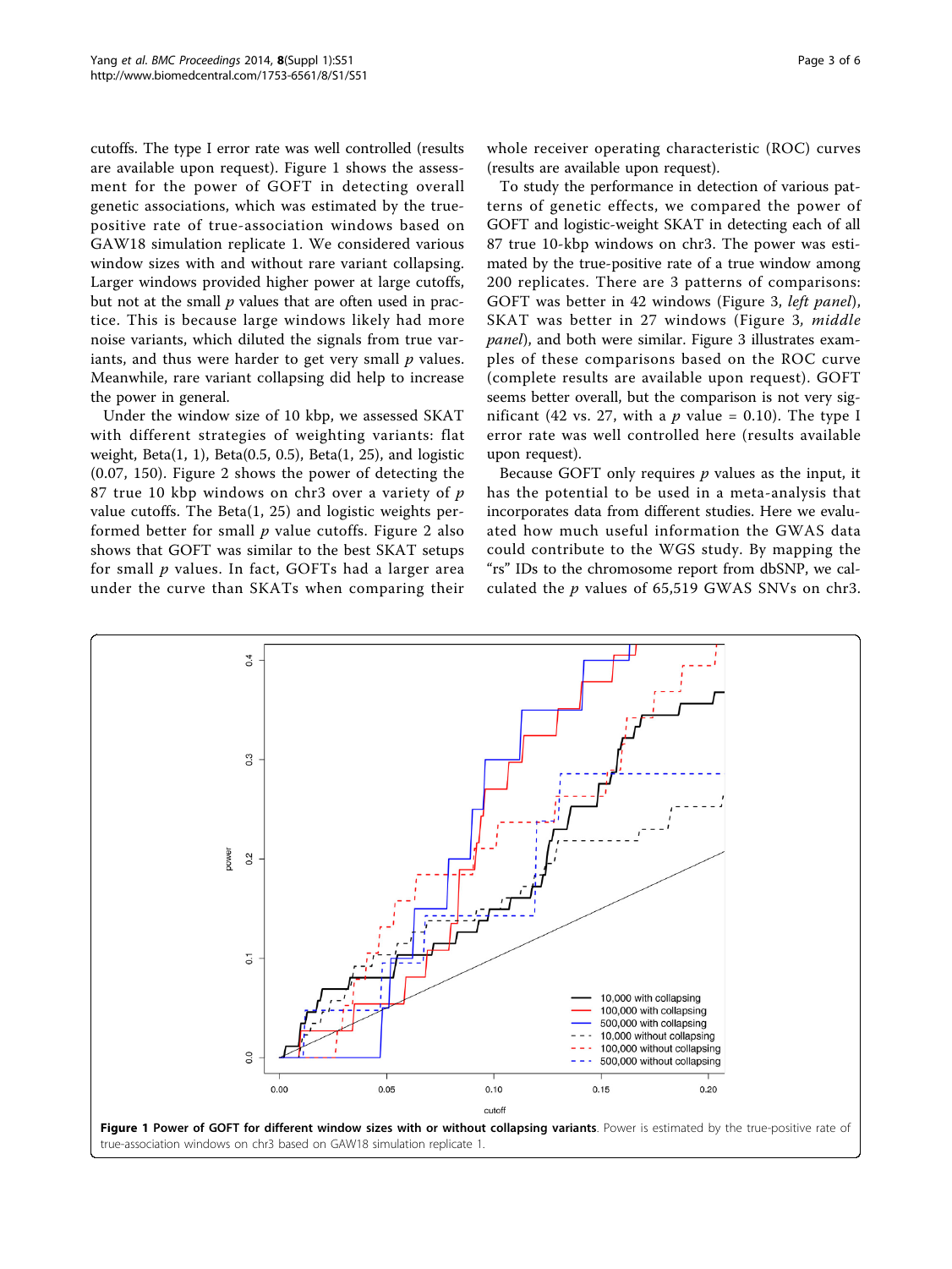cutoffs. The type I error rate was well controlled (results are available upon request). Figure 1 shows the assessment for the power of GOFT in detecting overall genetic associations, which was estimated by the true-positive rate of true-association windows based on GAW18 simulation replicate 1. We considered various window sizes with and without rare variant collapsing. Larger windows provided higher power at large cutoffs, but not at the small $p$ values that are often used in practice. This is because large windows likely had more noise variants, which diluted the signals from true variants, and thus were harder to get very small $p$ values. Meanwhile, rare variant collapsing did help to increase the power in general.

Under the window size of 10 kbp, we assessed SKAT with different strategies of weighting variants: flat weight, Beta(1, 1), Beta(0.5, 0.5), Beta(1, 25), and logistic (0.07, 150). Figure 2 shows the power of detecting the 87 true 10 kbp windows on chr3 over a variety of $p$ value cutoffs. The Beta(1, 25) and logistic weights performed better for small $p$ value cutoffs. Figure 2 also shows that GOFT was similar to the best SKAT setups for small $p$ values. In fact, GOFTs had a larger area under the curve than SKATs when comparing their whole receiver operating characteristic (ROC) curves (results are available upon request).

To study the performance in detection of various patterns of genetic effects, we compared the power of GOFT and logistic-weight SKAT in detecting each of all 87 true 10-kbp windows on chr3. The power was estimated by the true-positive rate of a true window among 200 replicates. There are 3 patterns of comparisons: GOFT was better in 42 windows (Figure 3, *left panel*), SKAT was better in 27 windows (Figure 3, *middle panel*), and both were similar. Figure 3 illustrates examples of these comparisons based on the ROC curve (complete results are available upon request). GOFT seems better overall, but the comparison is not very significant (42 vs. 27, with a $p$ value = 0.10). The type I error rate was well controlled here (results available upon request).

Because GOFT only requires $p$ values as the input, it has the potential to be used in a meta-analysis that incorporates data from different studies. Here we evaluated how much useful information the GWAS data could contribute to the WGS study. By mapping the "rs" IDs to the chromosome report from dbSNP, we calculated the $p$ values of 65,519 GWAS SNVs on chr3.

**Figure 1 Power of GOFT for different window sizes with or without collapsing variants.** Power is estimated by the true-positive rate of true-association windows on chr3 based on GAW18 simulation replicate 1.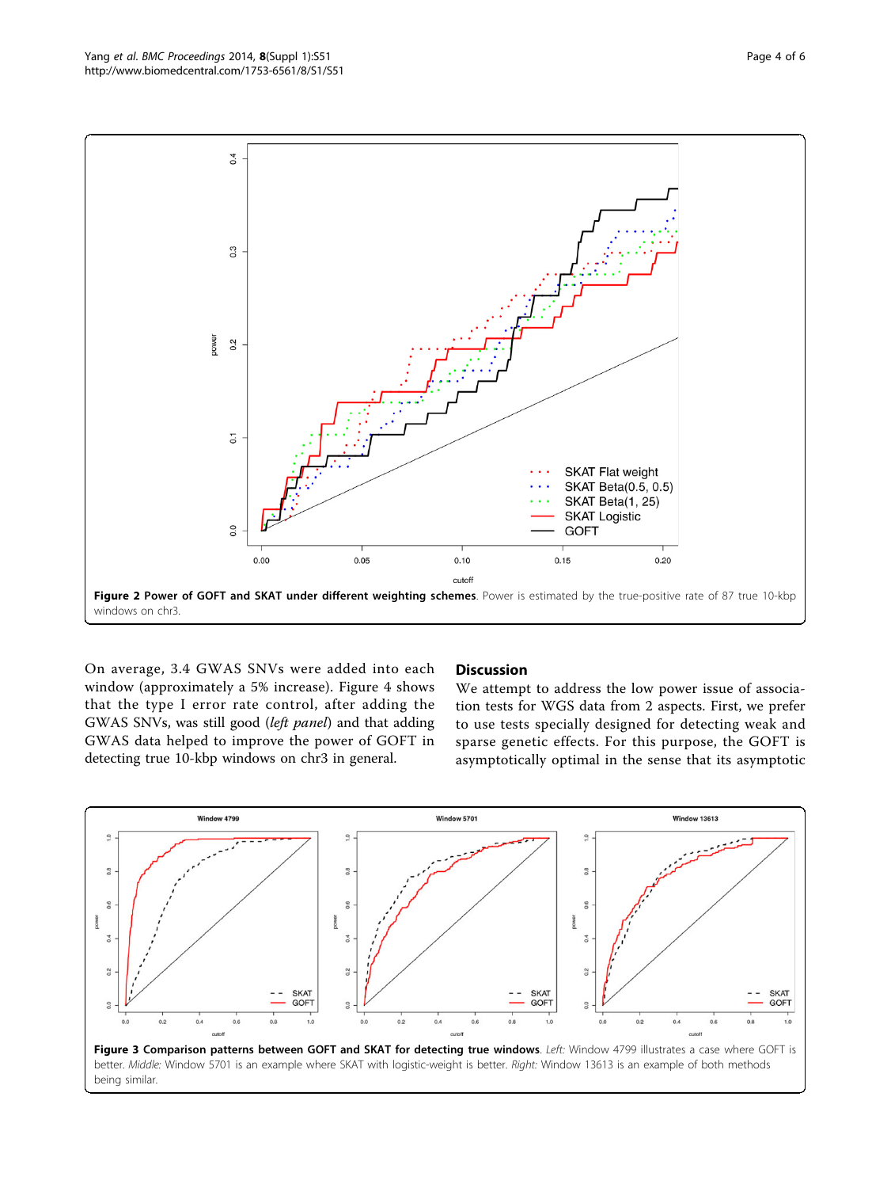**Figure 2 Power of GOFT and SKAT under different weighting schemes**. Power is estimated by the true-positive rate of 87 true 10-kbp windows on chr3.

On average, 3.4 GWAS SNVs were added into each window (approximately a 5% increase). Figure 4 shows that the type I error rate control, after adding the GWAS SNVs, was still good (*left panel*) and that adding GWAS data helped to improve the power of GOFT in detecting true 10-kbp windows on chr3 in general.

## Discussion

We attempt to address the low power issue of association tests for WGS data from 2 aspects. First, we prefer to use tests specially designed for detecting weak and sparse genetic effects. For this purpose, the GOFT is asymptotically optimal in the sense that its asymptotic

**Figure 3 Comparison patterns between GOFT and SKAT for detecting true windows**. *Left:* Window 4799 illustrates a case where GOFT is better. *Middle:* Window 5701 is an example where SKAT with logistic-weight is better. *Right:* Window 13613 is an example of both methods being similar.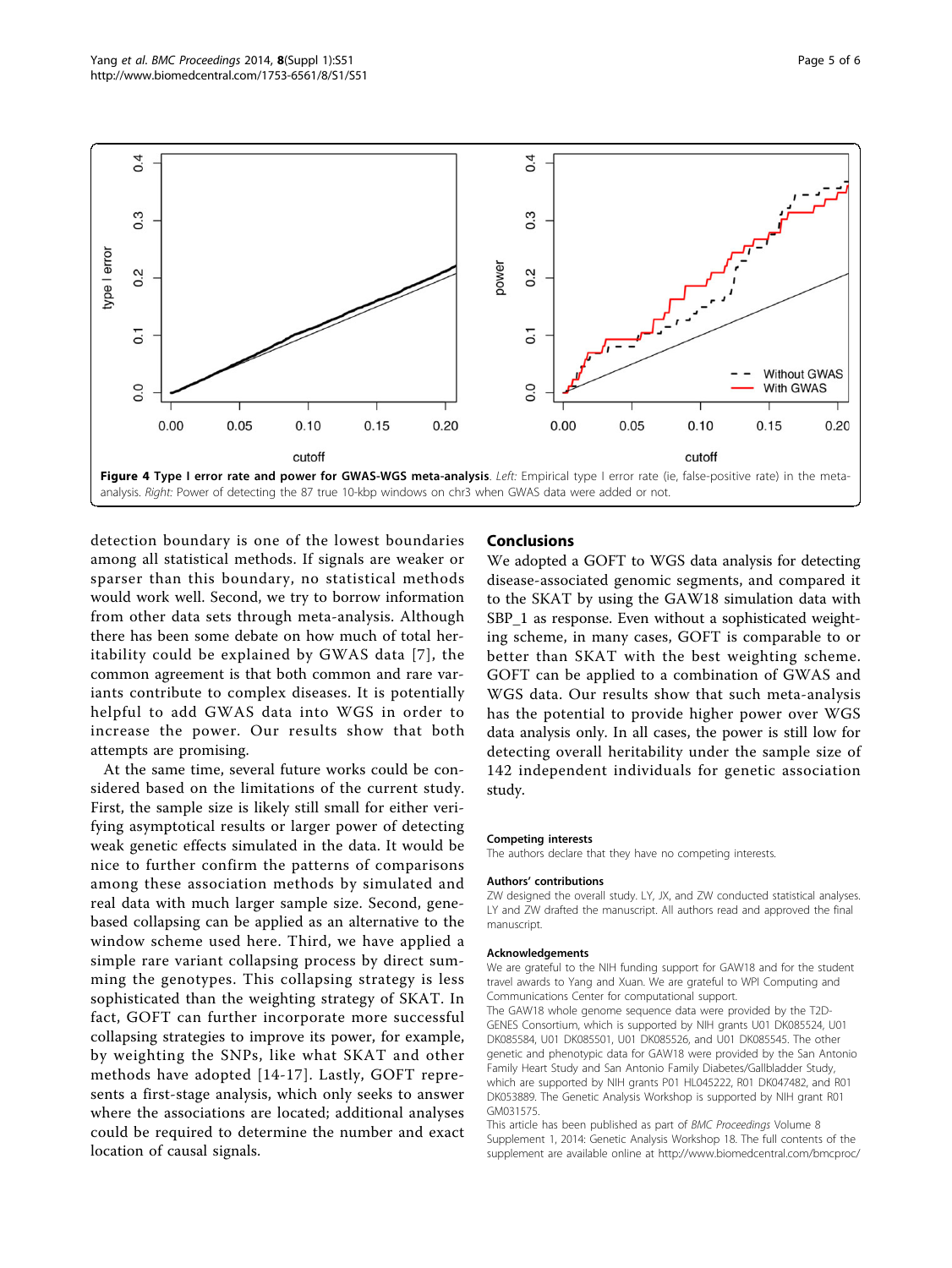**Figure 4 Type I error rate and power for GWAS-WGS meta-analysis**. *Left:* Empirical type I error rate (ie, false-positive rate) in the meta-analysis. *Right:* Power of detecting the 87 true 10-kbp windows on chr3 when GWAS data were added or not.

detection boundary is one of the lowest boundaries among all statistical methods. If signals are weaker or sparser than this boundary, no statistical methods would work well. Second, we try to borrow information from other data sets through meta-analysis. Although there has been some debate on how much of total heritability could be explained by GWAS data [7], the common agreement is that both common and rare variants contribute to complex diseases. It is potentially helpful to add GWAS data into WGS in order to increase the power. Our results show that both attempts are promising.

At the same time, several future works could be considered based on the limitations of the current study. First, the sample size is likely still small for either verifying asymptotical results or larger power of detecting weak genetic effects simulated in the data. It would be nice to further confirm the patterns of comparisons among these association methods by simulated and real data with much larger sample size. Second, gene-based collapsing can be applied as an alternative to the window scheme used here. Third, we have applied a simple rare variant collapsing process by direct summing the genotypes. This collapsing strategy is less sophisticated than the weighting strategy of SKAT. In fact, GOFT can further incorporate more successful collapsing strategies to improve its power, for example, by weighting the SNPs, like what SKAT and other methods have adopted [14-17]. Lastly, GOFT represents a first-stage analysis, which only seeks to answer where the associations are located; additional analyses could be required to determine the number and exact location of causal signals.

## Conclusions

We adopted a GOFT to WGS data analysis for detecting disease-associated genomic segments, and compared it to the SKAT by using the GAW18 simulation data with SBP_1 as response. Even without a sophisticated weighting scheme, in many cases, GOFT is comparable to or better than SKAT with the best weighting scheme. GOFT can be applied to a combination of GWAS and WGS data. Our results show that such meta-analysis has the potential to provide higher power over WGS data analysis only. In all cases, the power is still low for detecting overall heritability under the sample size of 142 independent individuals for genetic association study.

### Competing interests

The authors declare that they have no competing interests.

### Authors' contributions

ZW designed the overall study. LY, JX, and ZW conducted statistical analyses. LY and ZW drafted the manuscript. All authors read and approved the final manuscript.

### Acknowledgements

We are grateful to the NIH funding support for GAW18 and for the student travel awards to Yang and Xuan. We are grateful to WPI Computing and Communications Center for computational support.

The GAW18 whole genome sequence data were provided by the T2D-GENES Consortium, which is supported by NIH grants U01 DK085524, U01 DK085584, U01 DK085501, U01 DK085526, and U01 DK085545. The other genetic and phenotypic data for GAW18 were provided by the San Antonio Family Heart Study and San Antonio Family Diabetes/Gallbladder Study, which are supported by NIH grants P01 HL045222, R01 DK047482, and R01 DK053889. The Genetic Analysis Workshop is supported by NIH grant R01 GM031575.

This article has been published as part of *BMC Proceedings* Volume 8 Supplement 1, 2014: Genetic Analysis Workshop 18. The full contents of the supplement are available online at http://www.biomedcentral.com/bmcproc/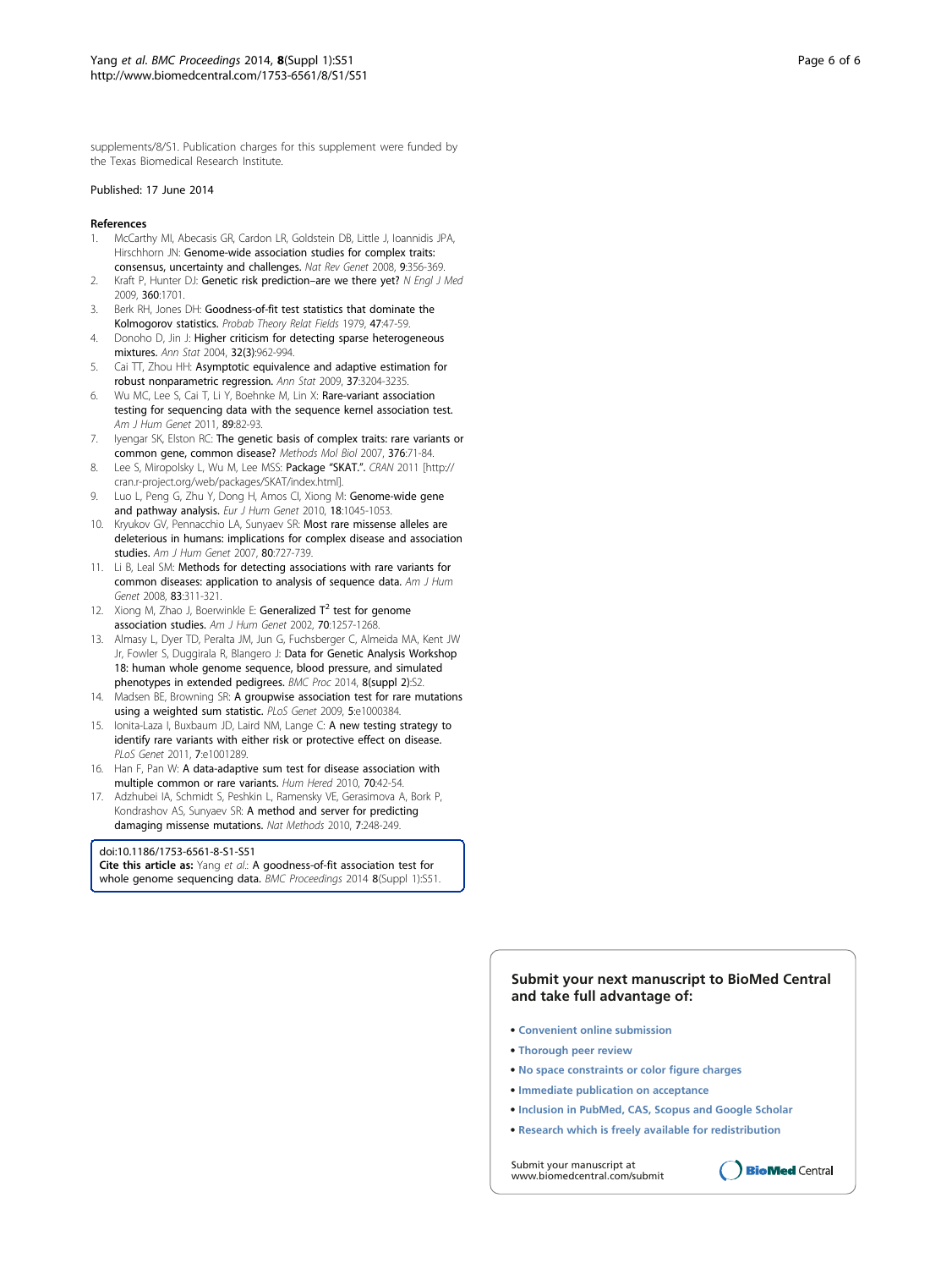supplements/8/S1. Publication charges for this supplement were funded by the Texas Biomedical Research Institute.

Published: 17 June 2014

## References

1. McCarthy MI, Abecasis GR, Cardon LR, Goldstein DB, Little J, Ioannidis JPA, Hirschhorn JN: **Genome-wide association studies for complex traits: consensus, uncertainty and challenges.** *Nat Rev Genet* 2008, **9**:356-369.
2. Kraft P, Hunter DJ: **Genetic risk prediction–are we there yet?** *N Engl J Med* 2009, **360**:1701.
3. Berk RH, Jones DH: **Goodness-of-fit test statistics that dominate the Kolmogorov statistics.** *Probab Theory Relat Fields* 1979, **47**:47-59.
4. Donoho D, Jin J: **Higher criticism for detecting sparse heterogeneous mixtures.** *Ann Stat* 2004, **32(3)**:962-994.
5. Cai TT, Zhou HH: **Asymptotic equivalence and adaptive estimation for robust nonparametric regression.** *Ann Stat* 2009, **37**:3204-3235.
6. Wu MC, Lee S, Cai T, Li Y, Boehnke M, Lin X: **Rare-variant association testing for sequencing data with the sequence kernel association test.** *Am J Hum Genet* 2011, **89**:82-93.
7. Iyengar SK, Elston RC: **The genetic basis of complex traits: rare variants or common gene, common disease?** *Methods Mol Biol* 2007, **376**:71-84.
8. Lee S, Miropolsky L, Wu M, Lee MSS: **Package "SKAT.".** *CRAN* 2011 [http://cran.r-project.org/web/packages/SKAT/index.html].
9. Luo L, Peng G, Zhu Y, Dong H, Amos CI, Xiong M: **Genome-wide gene and pathway analysis.** *Eur J Hum Genet* 2010, **18**:1045-1053.
10. Kryukov GV, Pennacchio LA, Sunyaev SR: **Most rare missense alleles are deleterious in humans: implications for complex disease and association studies.** *Am J Hum Genet* 2007, **80**:727-739.
11. Li B, Leal SM: **Methods for detecting associations with rare variants for common diseases: application to analysis of sequence data.** *Am J Hum Genet* 2008, **83**:311-321.
12. Xiong M, Zhao J, Boerwinkle E: **Generalized $T^2$ test for genome association studies.** *Am J Hum Genet* 2002, **70**:1257-1268.
13. Almasy L, Dyer TD, Peralta JM, Jun G, Fuchsberger C, Almeida MA, Kent JW Jr, Fowler S, Duggirala R, Blangero J: **Data for Genetic Analysis Workshop 18: human whole genome sequence, blood pressure, and simulated phenotypes in extended pedigrees.** *BMC Proc* 2014, **8**(suppl 2):S2.
14. Madsen BE, Browning SR: **A groupwise association test for rare mutations using a weighted sum statistic.** *PLoS Genet* 2009, **5**:e1000384.
15. Ionita-Laza I, Buxbaum JD, Laird NM, Lange C: **A new testing strategy to identify rare variants with either risk or protective effect on disease.** *PLoS Genet* 2011, **7**:e1001289.
16. Han F, Pan W: **A data-adaptive sum test for disease association with multiple common or rare variants.** *Hum Hered* 2010, **70**:42-54.
17. Adzhubei IA, Schmidt S, Peshkin L, Ramensky VE, Gerasimova A, Bork P, Kondrashov AS, Sunyaev SR: **A method and server for predicting damaging missense mutations.** *Nat Methods* 2010, **7**:248-249.

doi:10.1186/1753-6561-8-S1-S51
**Cite this article as:** Yang *et al.*: A goodness-of-fit association test for whole genome sequencing data. *BMC Proceedings* 2014 **8**(Suppl 1):S51.